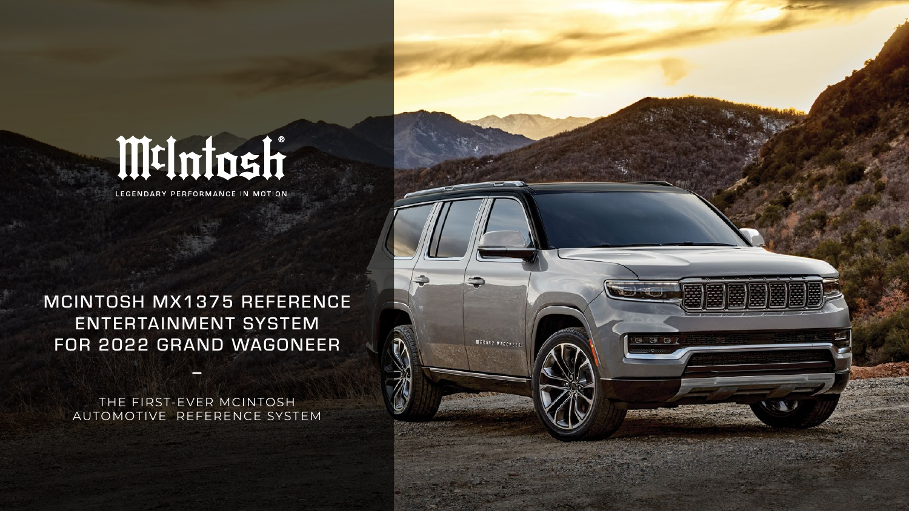McIntosh®

LEGENDARY PERFORMANCE IN MOTION

# MCINTOSH MX1375 REFERENCE ENTERTAINMENT SYSTEM FOR 2022 GRAND WAGONEER

–

THE FIRST-EVER MCINTOSH AUTOMOTIVE REFERENCE SYSTEM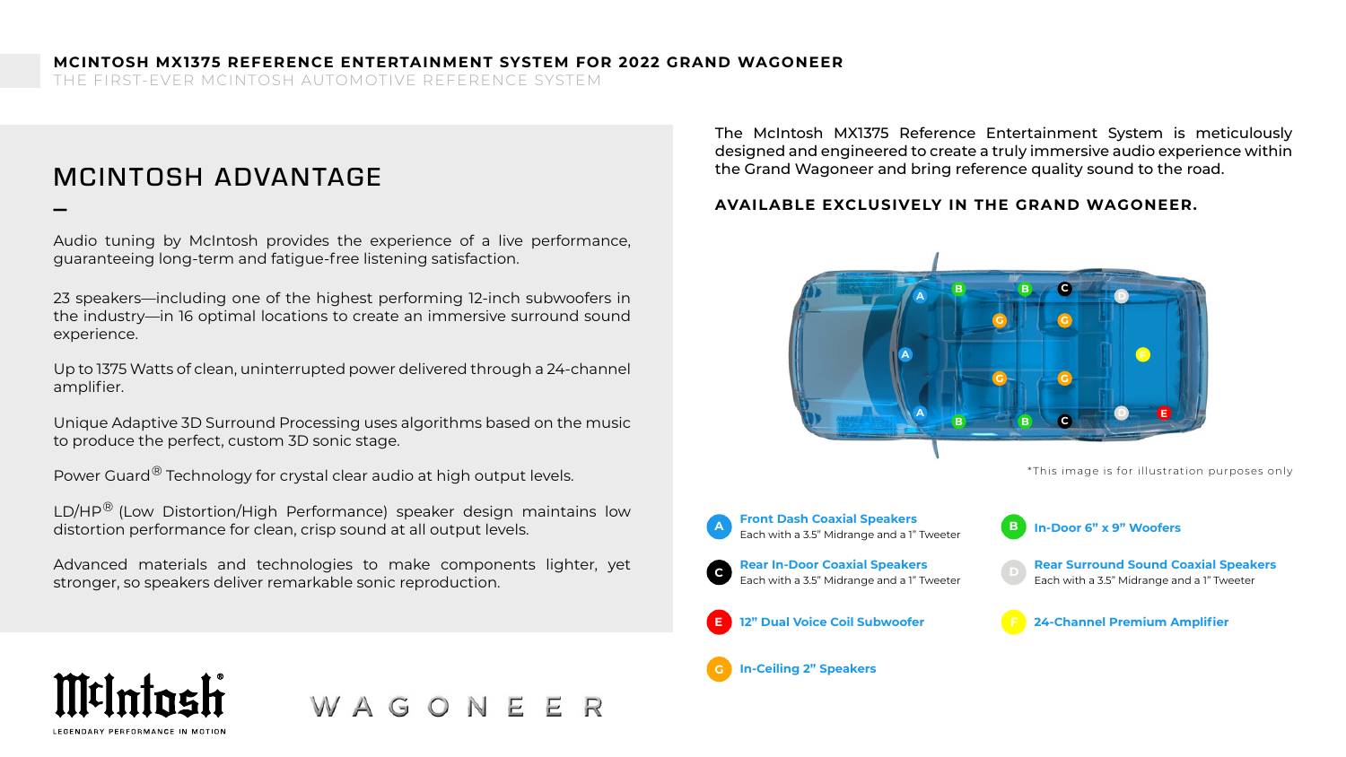**MCINTOSH MX1375 REFERENCE ENTERTAINMENT SYSTEM FOR 2022 GRAND WAGONEER**

THE FIRST-EVER MCINTOSH AUTOMOTIVE REFERENCE SYSTEM

## MCINTOSH ADVANTAGE

–

Audio tuning by McIntosh provides the experience of a live performance, guaranteeing long-term and fatigue-free listening satisfaction.

23 speakers—including one of the highest performing 12-inch subwoofers in the industry—in 16 optimal locations to create an immersive surround sound experience.

Up to 1375 Watts of clean, uninterrupted power delivered through a 24-channel amplifier.

Unique Adaptive 3D Surround Processing uses algorithms based on the music to produce the perfect, custom 3D sonic stage.

Power Guard® Technology for crystal clear audio at high output levels.

LD/HP® (Low Distortion/High Performance) speaker design maintains low distortion performance for clean, crisp sound at all output levels.

Advanced materials and technologies to make components lighter, yet stronger, so speakers deliver remarkable sonic reproduction.

The McIntosh MX1375 Reference Entertainment System is meticulously designed and engineered to create a truly immersive audio experience within the Grand Wagoneer and bring reference quality sound to the road.

**AVAILABLE EXCLUSIVELY IN THE GRAND WAGONEER.**

*This image is for illustration purposes only

- **A — Front Dash Coaxial Speakers**
  Each with a 3.5" Midrange and a 1" Tweeter
- **B — In-Door 6" x 9" Woofers**
- **C — Rear In-Door Coaxial Speakers**
  Each with a 3.5" Midrange and a 1" Tweeter
- **D — Rear Surround Sound Coaxial Speakers**
  Each with a 3.5" Midrange and a 1" Tweeter
- **E — 12" Dual Voice Coil Subwoofer**
- **F — 24-Channel Premium Amplifier**
- **G — In-Ceiling 2" Speakers**

McIntosh

LEGENDARY PERFORMANCE IN MOTION

WAGONEER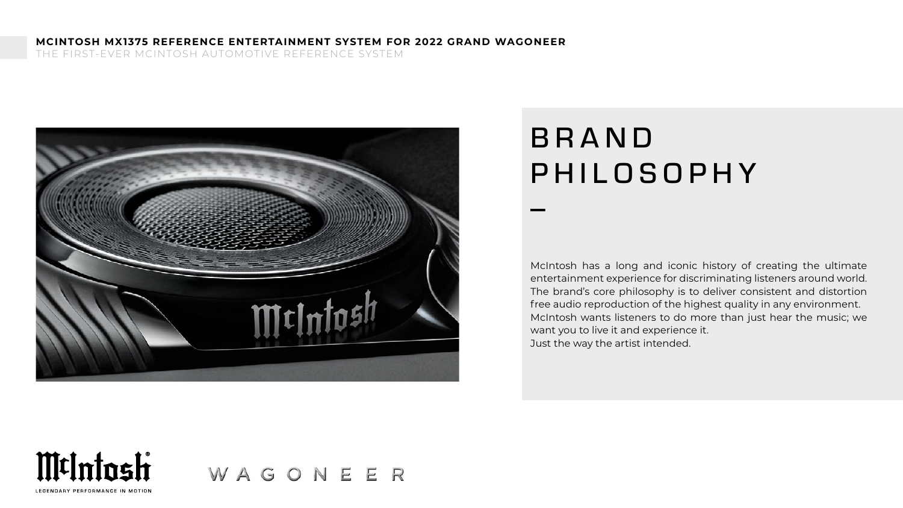# BRAND PHILOSOPHY

McIntosh has a long and iconic history of creating the ultimate entertainment experience for discriminating listeners around world. The brand's core philosophy is to deliver consistent and distortion free audio reproduction of the highest quality in any environment.
McIntosh wants listeners to do more than just hear the music; we want you to live it and experience it.
Just the way the artist intended.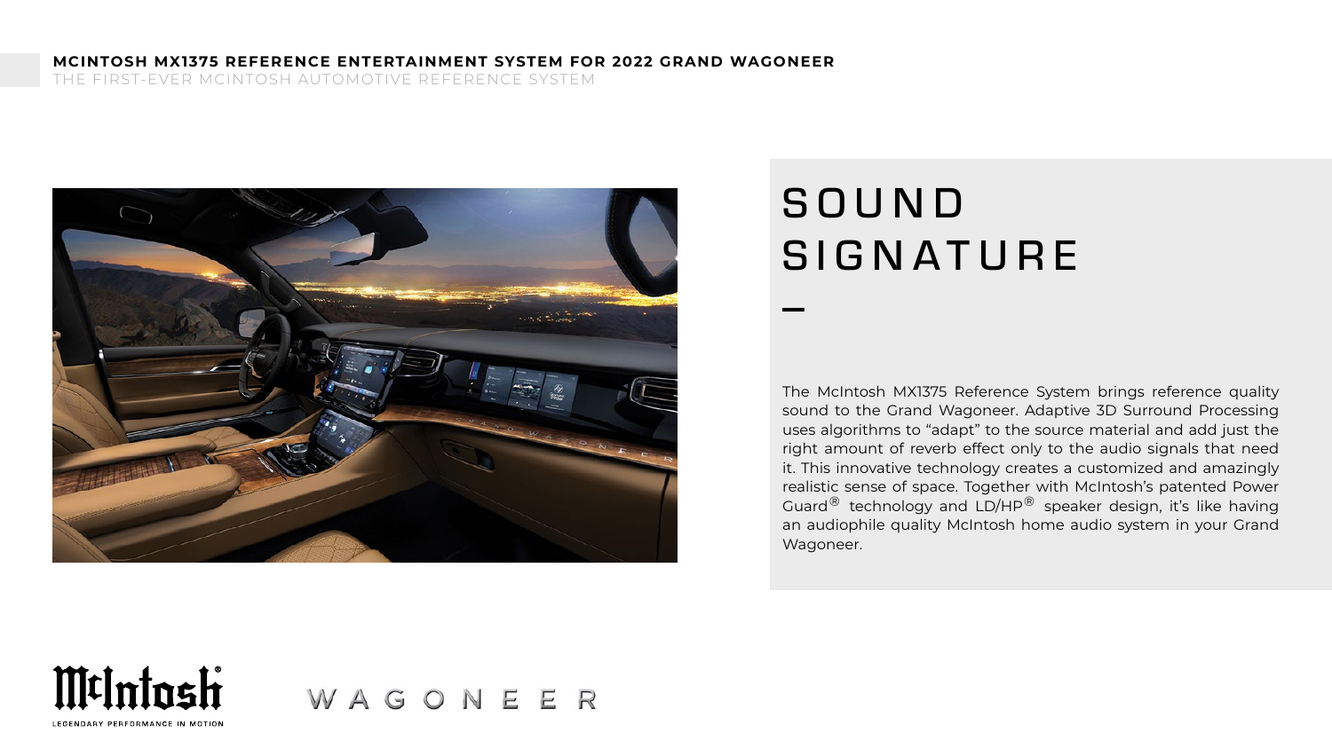# SOUND SIGNATURE

The McIntosh MX1375 Reference System brings reference quality sound to the Grand Wagoneer. Adaptive 3D Surround Processing uses algorithms to "adapt" to the source material and add just the right amount of reverb effect only to the audio signals that need it. This innovative technology creates a customized and amazingly realistic sense of space. Together with McIntosh's patented Power Guard® technology and LD/HP® speaker design, it's like having an audiophile quality McIntosh home audio system in your Grand Wagoneer.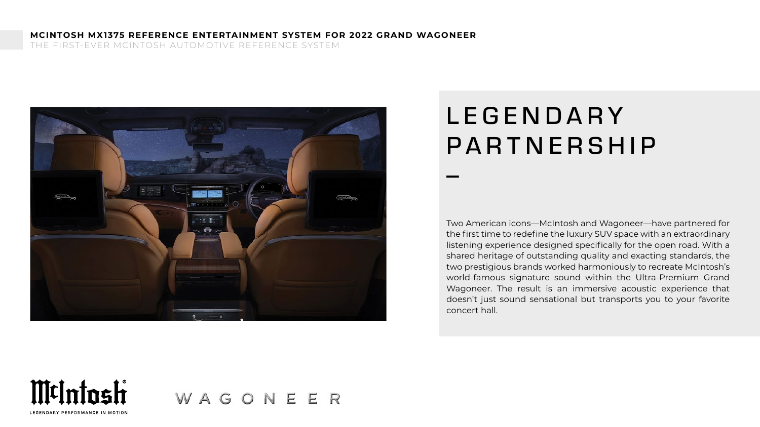**MCINTOSH MX1375 REFERENCE ENTERTAINMENT SYSTEM FOR 2022 GRAND WAGONEER**

THE FIRST-EVER MCINTOSH AUTOMOTIVE REFERENCE SYSTEM

# LEGENDARY PARTNERSHIP

Two American icons—McIntosh and Wagoneer—have partnered for the first time to redefine the luxury SUV space with an extraordinary listening experience designed specifically for the open road. With a shared heritage of outstanding quality and exacting standards, the two prestigious brands worked harmoniously to recreate McIntosh's world-famous signature sound within the Ultra-Premium Grand Wagoneer. The result is an immersive acoustic experience that doesn't just sound sensational but transports you to your favorite concert hall.

McIntosh

LEGENDARY PERFORMANCE IN MOTION

WAGONEER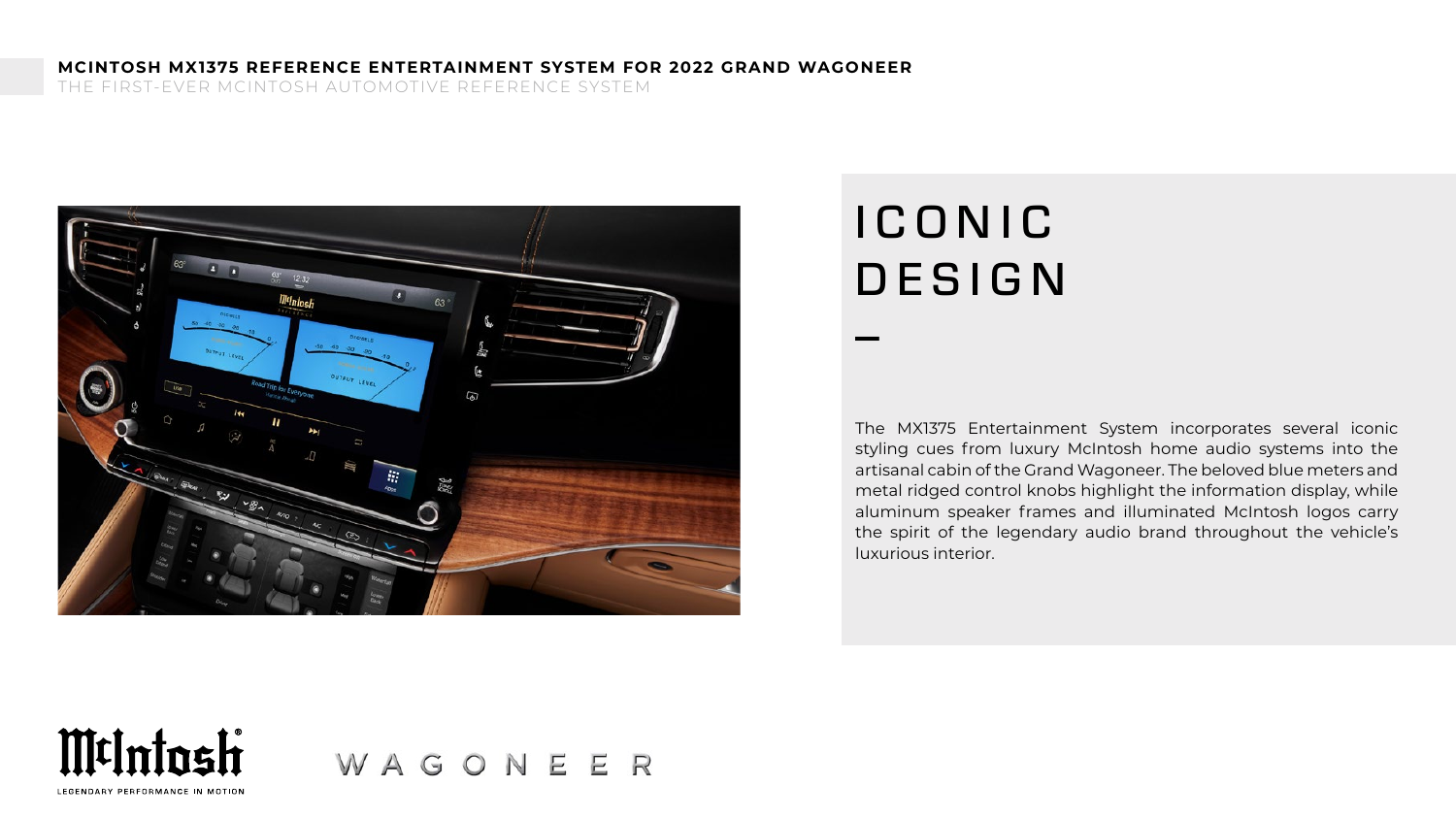**MCINTOSH MX1375 REFERENCE ENTERTAINMENT SYSTEM FOR 2022 GRAND WAGONEER**

THE FIRST-EVER MCINTOSH AUTOMOTIVE REFERENCE SYSTEM

# ICONIC DESIGN

The MX1375 Entertainment System incorporates several iconic styling cues from luxury McIntosh home audio systems into the artisanal cabin of the Grand Wagoneer. The beloved blue meters and metal ridged control knobs highlight the information display, while aluminum speaker frames and illuminated McIntosh logos carry the spirit of the legendary audio brand throughout the vehicle's luxurious interior.

McIntosh
LEGENDARY PERFORMANCE IN MOTION

WAGONEER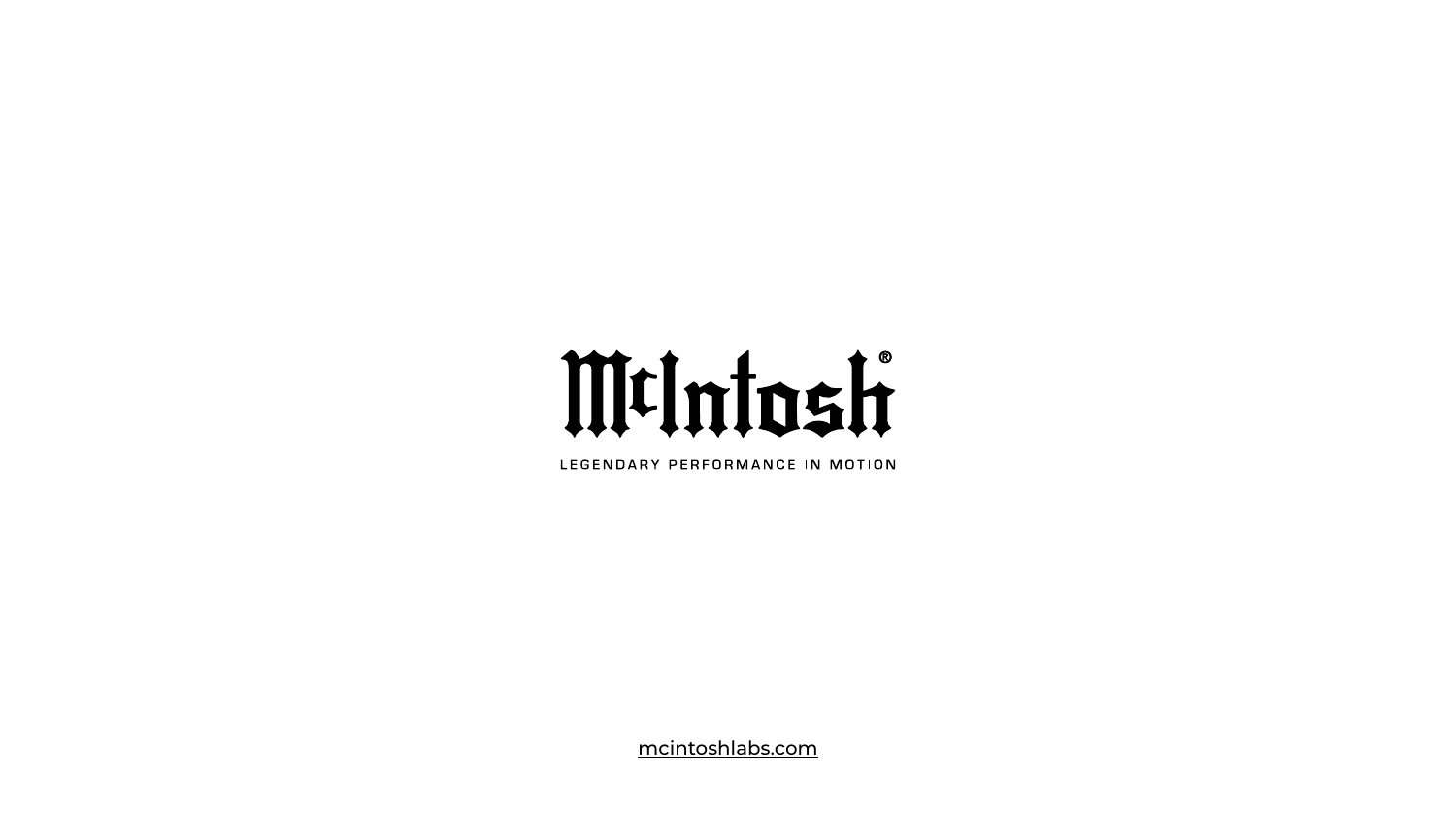McIntosh®

LEGENDARY PERFORMANCE IN MOTION

mcintoshlabs.com